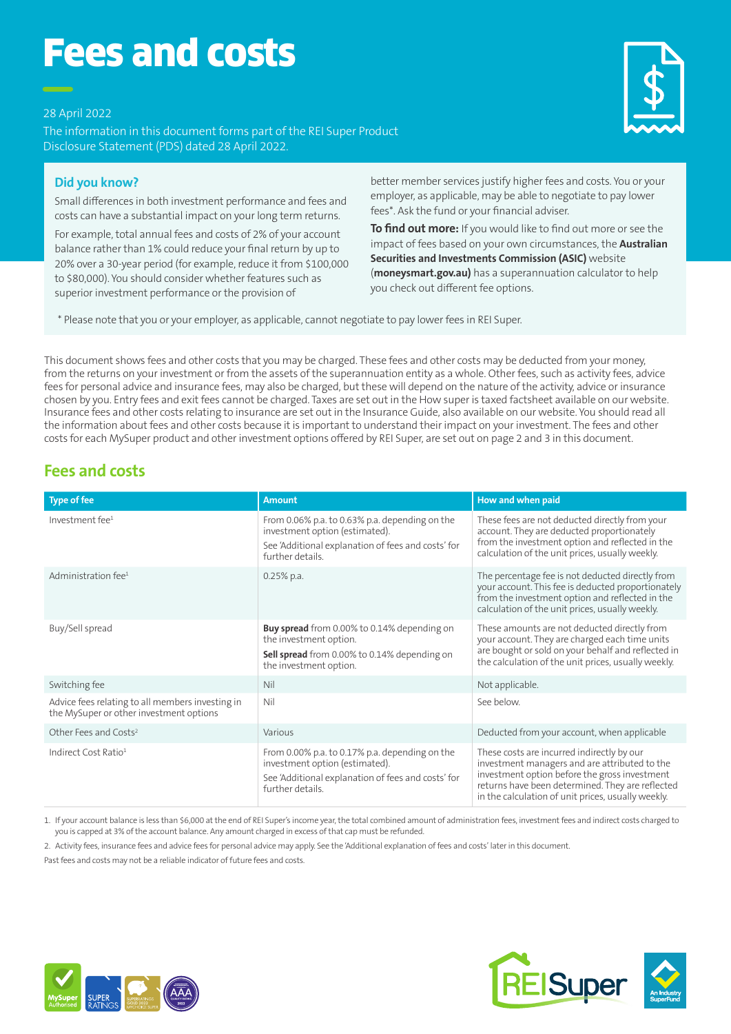# Fees and costs

28 April 2022

The information in this document forms part of the REI Super Product Disclosure Statement (PDS) dated 28 April 2022.

### Did you know?

Small differences in both investment performance and fees and costs can have a substantial impact on your long term returns.

For example, total annual fees and costs of 2% of your account balance rather than 1% could reduce your final return by up to 20% over a 30-year period (for example, reduce it from $100,000 to $80,000). You should consider whether features such as superior investment performance or the provision of better member services justify higher fees and costs. You or your employer, as applicable, may be able to negotiate to pay lower fees*. Ask the fund or your financial adviser.

**To find out more:** If you would like to find out more or see the impact of fees based on your own circumstances, the **Australian Securities and Investments Commission (ASIC)** website (**moneysmart.gov.au)** has a superannuation calculator to help you check out different fee options.

\* Please note that you or your employer, as applicable, cannot negotiate to pay lower fees in REI Super.

This document shows fees and other costs that you may be charged. These fees and other costs may be deducted from your money, from the returns on your investment or from the assets of the superannuation entity as a whole. Other fees, such as activity fees, advice fees for personal advice and insurance fees, may also be charged, but these will depend on the nature of the activity, advice or insurance chosen by you. Entry fees and exit fees cannot be charged. Taxes are set out in the How super is taxed factsheet available on our website. Insurance fees and other costs relating to insurance are set out in the Insurance Guide, also available on our website. You should read all the information about fees and other costs because it is important to understand their impact on your investment. The fees and other costs for each MySuper product and other investment options offered by REI Super, are set out on page 2 and 3 in this document.

## Fees and costs

| Type of fee | Amount | How and when paid |
|---|---|---|
| Investment fee[1] | From 0.06% p.a. to 0.63% p.a. depending on the investment option (estimated).<br>See 'Additional explanation of fees and costs' for further details. | These fees are not deducted directly from your account. They are deducted proportionately from the investment option and reflected in the calculation of the unit prices, usually weekly. |
| Administration fee[1] | 0.25% p.a. | The percentage fee is not deducted directly from your account. This fee is deducted proportionately from the investment option and reflected in the calculation of the unit prices, usually weekly. |
| Buy/Sell spread | **Buy spread** from 0.00% to 0.14% depending on the investment option.<br>**Sell spread** from 0.00% to 0.14% depending on the investment option. | These amounts are not deducted directly from your account. They are charged each time units are bought or sold on your behalf and reflected in the calculation of the unit prices, usually weekly. |
| Switching fee | Nil | Not applicable. |
| Advice fees relating to all members investing in the MySuper or other investment options | Nil | See below. |
| Other Fees and Costs[2] | Various | Deducted from your account, when applicable |
| Indirect Cost Ratio[1] | From 0.00% p.a. to 0.17% p.a. depending on the investment option (estimated).<br>See 'Additional explanation of fees and costs' for further details. | These costs are incurred indirectly by our investment managers and are attributed to the investment option before the gross investment returns have been determined. They are reflected in the calculation of unit prices, usually weekly. |

1. If your account balance is less than $6,000 at the end of REI Super's income year, the total combined amount of administration fees, investment fees and indirect costs charged to you is capped at 3% of the account balance. Any amount charged in excess of that cap must be refunded.
2. Activity fees, insurance fees and advice fees for personal advice may apply. See the 'Additional explanation of fees and costs' later in this document.

Past fees and costs may not be a reliable indicator of future fees and costs.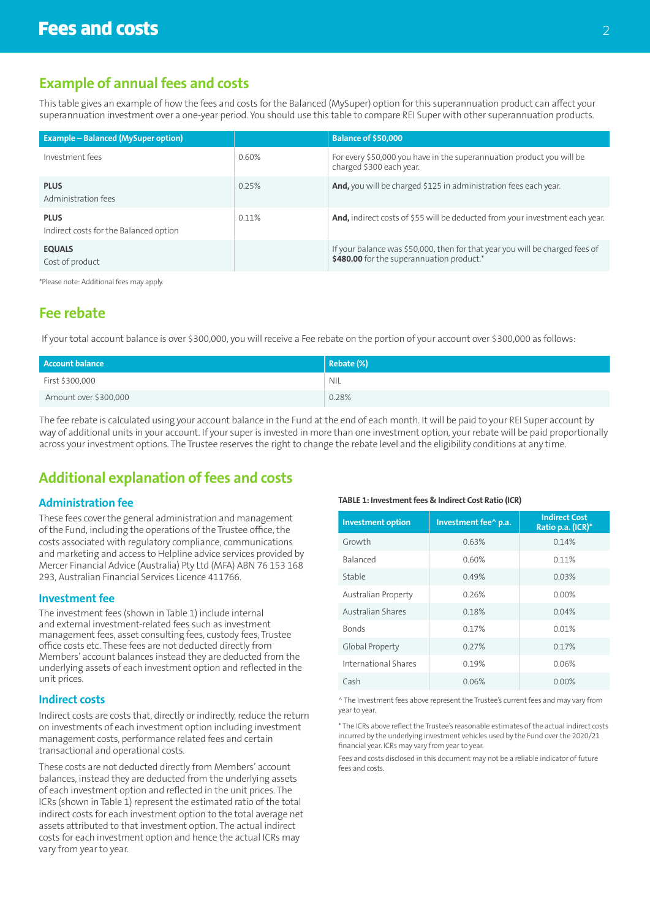# Fees and costs

## Example of annual fees and costs

This table gives an example of how the fees and costs for the Balanced (MySuper) option for this superannuation product can affect your superannuation investment over a one-year period. You should use this table to compare REI Super with other superannuation products.

| Example – Balanced (MySuper option) | | Balance of $50,000 |
|---|---|---|
| Investment fees | 0.60% | For every $50,000 you have in the superannuation product you will be charged $300 each year. |
| **PLUS** Administration fees | 0.25% | **And,** you will be charged $125 in administration fees each year. |
| **PLUS** Indirect costs for the Balanced option | 0.11% | **And,** indirect costs of $55 will be deducted from your investment each year. |
| **EQUALS** Cost of product | | If your balance was $50,000, then for that year you will be charged fees of **$480.00** for the superannuation product.* |

*Please note: Additional fees may apply.

## Fee rebate

If your total account balance is over $300,000, you will receive a Fee rebate on the portion of your account over $300,000 as follows:

| Account balance | Rebate (%) |
|---|---|
| First $300,000 | NIL |
| Amount over $300,000 | 0.28% |

The fee rebate is calculated using your account balance in the Fund at the end of each month. It will be paid to your REI Super account by way of additional units in your account. If your super is invested in more than one investment option, your rebate will be paid proportionally across your investment options. The Trustee reserves the right to change the rebate level and the eligibility conditions at any time.

## Additional explanation of fees and costs

### Administration fee

These fees cover the general administration and management of the Fund, including the operations of the Trustee office, the costs associated with regulatory compliance, communications and marketing and access to Helpline advice services provided by Mercer Financial Advice (Australia) Pty Ltd (MFA) ABN 76 153 168 293, Australian Financial Services Licence 411766.

### Investment fee

The investment fees (shown in Table 1) include internal and external investment-related fees such as investment management fees, asset consulting fees, custody fees, Trustee office costs etc. These fees are not deducted directly from Members' account balances instead they are deducted from the underlying assets of each investment option and reflected in the unit prices.

### Indirect costs

Indirect costs are costs that, directly or indirectly, reduce the return on investments of each investment option including investment management costs, performance related fees and certain transactional and operational costs.

These costs are not deducted directly from Members' account balances, instead they are deducted from the underlying assets of each investment option and reflected in the unit prices. The ICRs (shown in Table 1) represent the estimated ratio of the total indirect costs for each investment option to the total average net assets attributed to that investment option. The actual indirect costs for each investment option and hence the actual ICRs may vary from year to year.

**TABLE 1: Investment fees & Indirect Cost Ratio (ICR)**

| Investment option | Investment fee^ p.a. | Indirect Cost Ratio p.a. (ICR)* |
|---|---|---|
| Growth | 0.63% | 0.14% |
| Balanced | 0.60% | 0.11% |
| Stable | 0.49% | 0.03% |
| Australian Property | 0.26% | 0.00% |
| Australian Shares | 0.18% | 0.04% |
| Bonds | 0.17% | 0.01% |
| Global Property | 0.27% | 0.17% |
| International Shares | 0.19% | 0.06% |
| Cash | 0.06% | 0.00% |

^ The Investment fees above represent the Trustee's current fees and may vary from year to year.

* The ICRs above reflect the Trustee's reasonable estimates of the actual indirect costs incurred by the underlying investment vehicles used by the Fund over the 2020/21 financial year. ICRs may vary from year to year.

Fees and costs disclosed in this document may not be a reliable indicator of future fees and costs.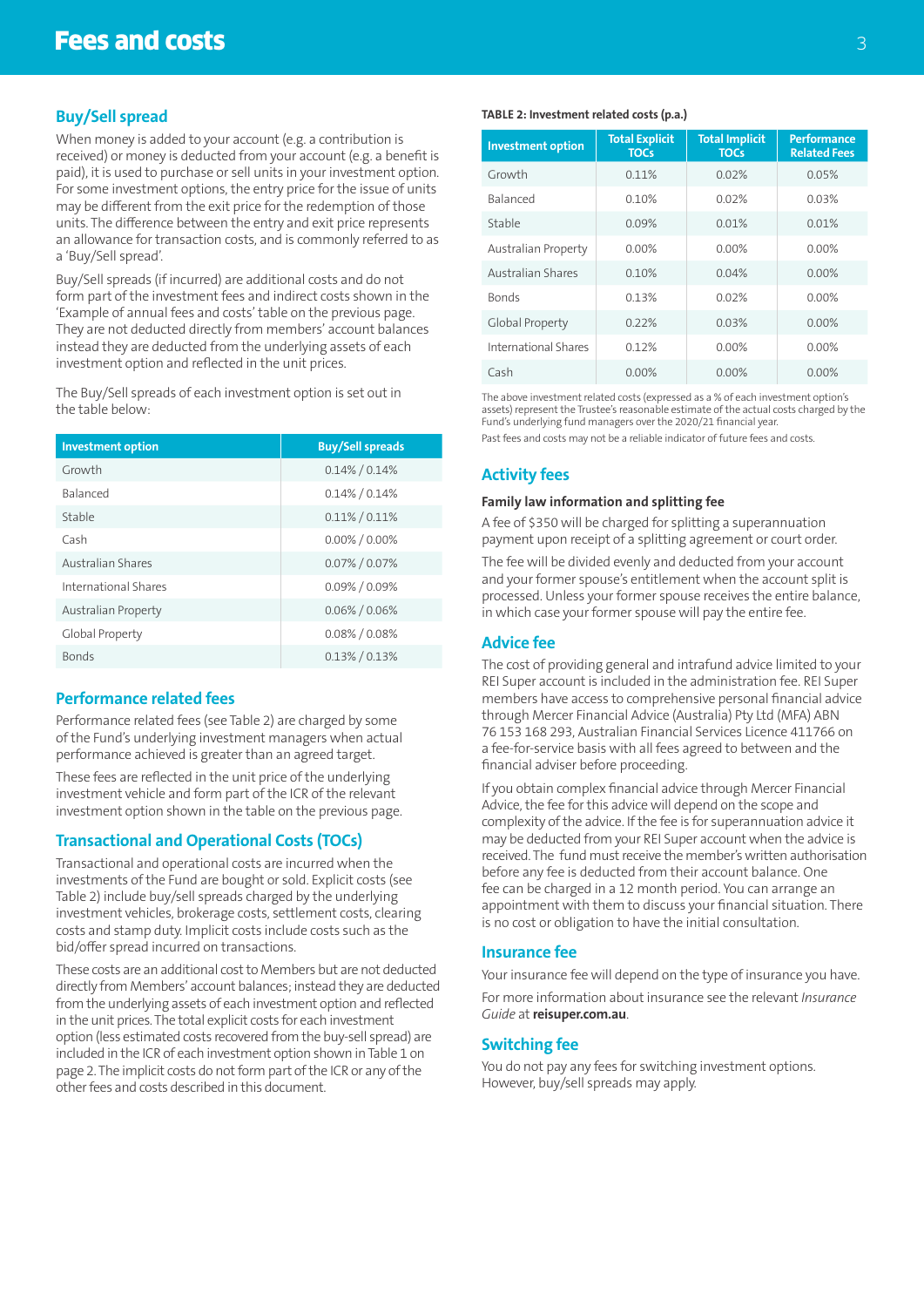# Fees and costs

## Buy/Sell spread

When money is added to your account (e.g. a contribution is received) or money is deducted from your account (e.g. a benefit is paid), it is used to purchase or sell units in your investment option. For some investment options, the entry price for the issue of units may be different from the exit price for the redemption of those units. The difference between the entry and exit price represents an allowance for transaction costs, and is commonly referred to as a 'Buy/Sell spread'.

Buy/Sell spreads (if incurred) are additional costs and do not form part of the investment fees and indirect costs shown in the 'Example of annual fees and costs' table on the previous page. They are not deducted directly from members' account balances instead they are deducted from the underlying assets of each investment option and reflected in the unit prices.

The Buy/Sell spreads of each investment option is set out in the table below:

| Investment option | Buy/Sell spreads |
|---|---|
| Growth | 0.14% / 0.14% |
| Balanced | 0.14% / 0.14% |
| Stable | 0.11% / 0.11% |
| Cash | 0.00% / 0.00% |
| Australian Shares | 0.07% / 0.07% |
| International Shares | 0.09% / 0.09% |
| Australian Property | 0.06% / 0.06% |
| Global Property | 0.08% / 0.08% |
| Bonds | 0.13% / 0.13% |

## Performance related fees

Performance related fees (see Table 2) are charged by some of the Fund's underlying investment managers when actual performance achieved is greater than an agreed target.

These fees are reflected in the unit price of the underlying investment vehicle and form part of the ICR of the relevant investment option shown in the table on the previous page.

## Transactional and Operational Costs (TOCs)

Transactional and operational costs are incurred when the investments of the Fund are bought or sold. Explicit costs (see Table 2) include buy/sell spreads charged by the underlying investment vehicles, brokerage costs, settlement costs, clearing costs and stamp duty. Implicit costs include costs such as the bid/offer spread incurred on transactions.

These costs are an additional cost to Members but are not deducted directly from Members' account balances; instead they are deducted from the underlying assets of each investment option and reflected in the unit prices. The total explicit costs for each investment option (less estimated costs recovered from the buy-sell spread) are included in the ICR of each investment option shown in Table 1 on page 2. The implicit costs do not form part of the ICR or any of the other fees and costs described in this document.

**TABLE 2: Investment related costs (p.a.)**

| Investment option | Total Explicit TOCs | Total Implicit TOCs | Performance Related Fees |
|---|---|---|---|
| Growth | 0.11% | 0.02% | 0.05% |
| Balanced | 0.10% | 0.02% | 0.03% |
| Stable | 0.09% | 0.01% | 0.01% |
| Australian Property | 0.00% | 0.00% | 0.00% |
| Australian Shares | 0.10% | 0.04% | 0.00% |
| Bonds | 0.13% | 0.02% | 0.00% |
| Global Property | 0.22% | 0.03% | 0.00% |
| International Shares | 0.12% | 0.00% | 0.00% |
| Cash | 0.00% | 0.00% | 0.00% |

The above investment related costs (expressed as a % of each investment option's assets) represent the Trustee's reasonable estimate of the actual costs charged by the Fund's underlying fund managers over the 2020/21 financial year.

Past fees and costs may not be a reliable indicator of future fees and costs.

## Activity fees

### Family law information and splitting fee

A fee of $350 will be charged for splitting a superannuation payment upon receipt of a splitting agreement or court order.

The fee will be divided evenly and deducted from your account and your former spouse's entitlement when the account split is processed. Unless your former spouse receives the entire balance, in which case your former spouse will pay the entire fee.

## Advice fee

The cost of providing general and intrafund advice limited to your REI Super account is included in the administration fee. REI Super members have access to comprehensive personal financial advice through Mercer Financial Advice (Australia) Pty Ltd (MFA) ABN 76 153 168 293, Australian Financial Services Licence 411766 on a fee-for-service basis with all fees agreed to between and the financial adviser before proceeding.

If you obtain complex financial advice through Mercer Financial Advice, the fee for this advice will depend on the scope and complexity of the advice. If the fee is for superannuation advice it may be deducted from your REI Super account when the advice is received. The fund must receive the member's written authorisation before any fee is deducted from their account balance. One fee can be charged in a 12 month period. You can arrange an appointment with them to discuss your financial situation. There is no cost or obligation to have the initial consultation.

## Insurance fee

Your insurance fee will depend on the type of insurance you have.

For more information about insurance see the relevant *Insurance Guide* at **reisuper.com.au**.

## Switching fee

You do not pay any fees for switching investment options. However, buy/sell spreads may apply.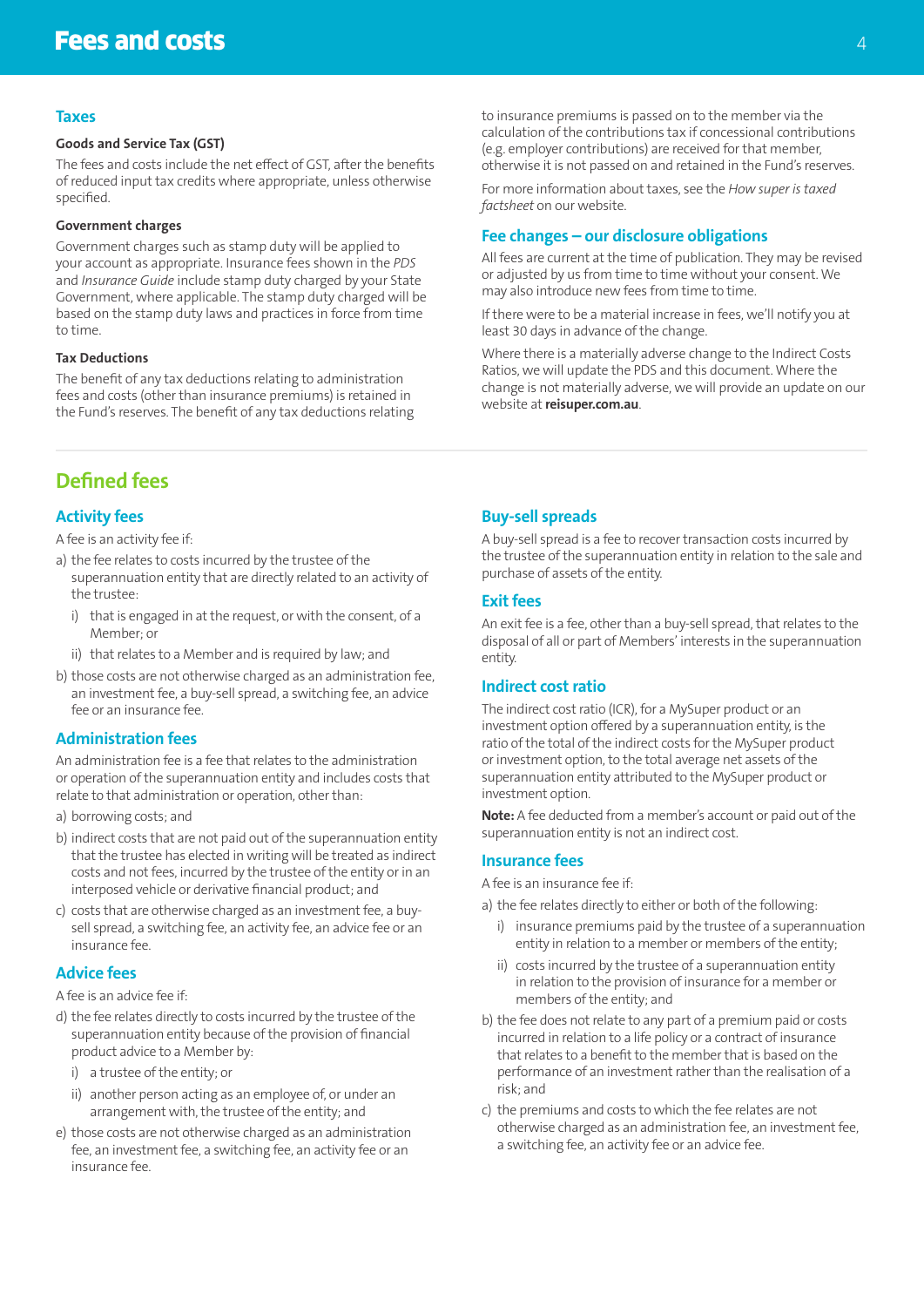# Fees and costs

## Taxes

### Goods and Service Tax (GST)

The fees and costs include the net effect of GST, after the benefits of reduced input tax credits where appropriate, unless otherwise specified.

### Government charges

Government charges such as stamp duty will be applied to your account as appropriate. Insurance fees shown in the *PDS* and *Insurance Guide* include stamp duty charged by your State Government, where applicable. The stamp duty charged will be based on the stamp duty laws and practices in force from time to time.

### Tax Deductions

The benefit of any tax deductions relating to administration fees and costs (other than insurance premiums) is retained in the Fund's reserves. The benefit of any tax deductions relating to insurance premiums is passed on to the member via the calculation of the contributions tax if concessional contributions (e.g. employer contributions) are received for that member, otherwise it is not passed on and retained in the Fund's reserves.

For more information about taxes, see the *How super is taxed factsheet* on our website.

## Fee changes – our disclosure obligations

All fees are current at the time of publication. They may be revised or adjusted by us from time to time without your consent. We may also introduce new fees from time to time.

If there were to be a material increase in fees, we'll notify you at least 30 days in advance of the change.

Where there is a materially adverse change to the Indirect Costs Ratios, we will update the PDS and this document. Where the change is not materially adverse, we will provide an update on our website at **reisuper.com.au**.

## Defined fees

### Activity fees

A fee is an activity fee if:

a) the fee relates to costs incurred by the trustee of the superannuation entity that are directly related to an activity of the trustee:

   i) that is engaged in at the request, or with the consent, of a Member; or

   ii) that relates to a Member and is required by law; and

b) those costs are not otherwise charged as an administration fee, an investment fee, a buy-sell spread, a switching fee, an advice fee or an insurance fee.

### Administration fees

An administration fee is a fee that relates to the administration or operation of the superannuation entity and includes costs that relate to that administration or operation, other than:

a) borrowing costs; and

b) indirect costs that are not paid out of the superannuation entity that the trustee has elected in writing will be treated as indirect costs and not fees, incurred by the trustee of the entity or in an interposed vehicle or derivative financial product; and

c) costs that are otherwise charged as an investment fee, a buy-sell spread, a switching fee, an activity fee, an advice fee or an insurance fee.

### Advice fees

A fee is an advice fee if:

d) the fee relates directly to costs incurred by the trustee of the superannuation entity because of the provision of financial product advice to a Member by:

   i) a trustee of the entity; or

   ii) another person acting as an employee of, or under an arrangement with, the trustee of the entity; and

e) those costs are not otherwise charged as an administration fee, an investment fee, a switching fee, an activity fee or an insurance fee.

### Buy-sell spreads

A buy-sell spread is a fee to recover transaction costs incurred by the trustee of the superannuation entity in relation to the sale and purchase of assets of the entity.

### Exit fees

An exit fee is a fee, other than a buy-sell spread, that relates to the disposal of all or part of Members' interests in the superannuation entity.

### Indirect cost ratio

The indirect cost ratio (ICR), for a MySuper product or an investment option offered by a superannuation entity, is the ratio of the total of the indirect costs for the MySuper product or investment option, to the total average net assets of the superannuation entity attributed to the MySuper product or investment option.

**Note:** A fee deducted from a member's account or paid out of the superannuation entity is not an indirect cost.

### Insurance fees

A fee is an insurance fee if:

a) the fee relates directly to either or both of the following:

   i) insurance premiums paid by the trustee of a superannuation entity in relation to a member or members of the entity;

   ii) costs incurred by the trustee of a superannuation entity in relation to the provision of insurance for a member or members of the entity; and

b) the fee does not relate to any part of a premium paid or costs incurred in relation to a life policy or a contract of insurance that relates to a benefit to the member that is based on the performance of an investment rather than the realisation of a risk; and

c) the premiums and costs to which the fee relates are not otherwise charged as an administration fee, an investment fee, a switching fee, an activity fee or an advice fee.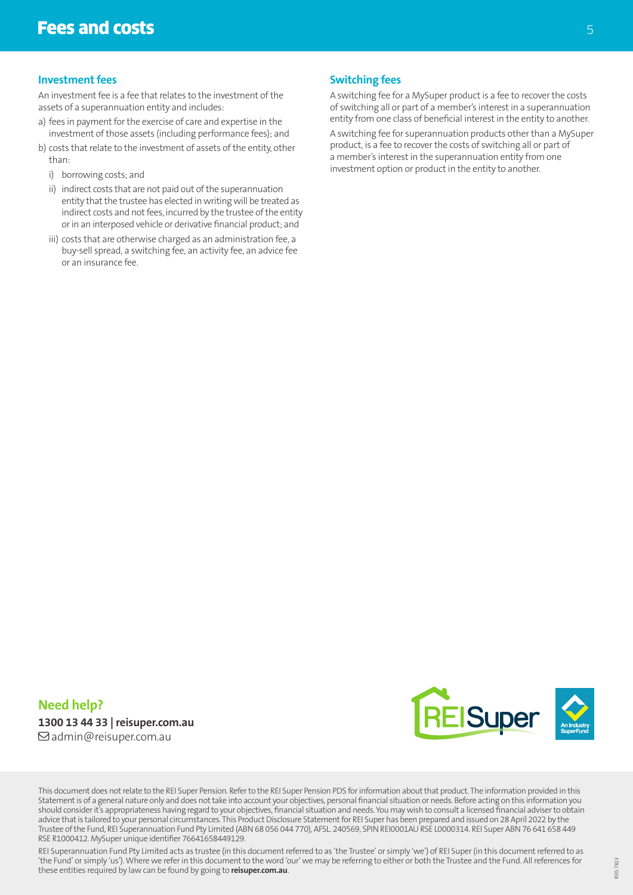### Investment fees

An investment fee is a fee that relates to the investment of the assets of a superannuation entity and includes:

a) fees in payment for the exercise of care and expertise in the investment of those assets (including performance fees); and

b) costs that relate to the investment of assets of the entity, other than:

   i) borrowing costs; and

   ii) indirect costs that are not paid out of the superannuation entity that the trustee has elected in writing will be treated as indirect costs and not fees, incurred by the trustee of the entity or in an interposed vehicle or derivative financial product; and

   iii) costs that are otherwise charged as an administration fee, a buy-sell spread, a switching fee, an activity fee, an advice fee or an insurance fee.

### Switching fees

A switching fee for a MySuper product is a fee to recover the costs of switching all or part of a member's interest in a superannuation entity from one class of beneficial interest in the entity to another.

A switching fee for superannuation products other than a MySuper product, is a fee to recover the costs of switching all or part of a member's interest in the superannuation entity from one investment option or product in the entity to another.

## Need help?

**1300 13 44 33 | reisuper.com.au**
admin@reisuper.com.au

REISuper

An Industry SuperFund

This document does not relate to the REI Super Pension. Refer to the REI Super Pension PDS for information about that product. The information provided in this Statement is of a general nature only and does not take into account your objectives, personal financial situation or needs. Before acting on this information you should consider it's appropriateness having regard to your objectives, financial situation and needs. You may wish to consult a licensed financial adviser to obtain advice that is tailored to your personal circumstances. This Product Disclosure Statement for REI Super has been prepared and issued on 28 April 2022 by the Trustee of the Fund, REI Superannuation Fund Pty Limited (ABN 68 056 044 770), AFSL. 240569, SPIN REI0001AU RSE L0000314. REI Super ABN 76 641 658 449 RSE R1000412. MySuper unique identifier 76641658449129.

REI Superannuation Fund Pty Limited acts as trustee (in this document referred to as 'the Trustee' or simply 'we') of REI Super (in this document referred to as 'the Fund' or simply 'us'). Where we refer in this document to the word 'our' we may be referring to either or both the Trustee and the Fund. All references for these entities required by law can be found by going to **reisuper.com.au**.

REIS 7823